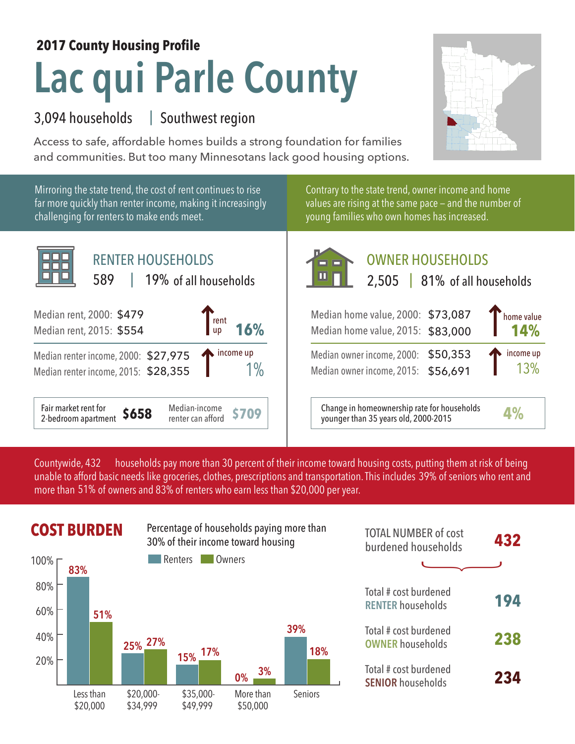**2017 County Housing Profile**

# Lac qui Parle County

3,094 households | Southwest region

Access to safe, affordable homes builds a strong foundation for families and communities. But too many Minnesotans lack good housing options.

Mirroring the state trend, the cost of rent continues to rise far more quickly than renter income, making it increasingly challenging for renters to make ends meet.

Contrary to the state trend, owner income and home values are rising at the same pace – and the number of young families who own homes has increased.

## RENTER HOUSEHOLDS

589 | 19% of all households

Median rent, 2000: $479
Median rent, 2015: $554
rent up **16%**

Median renter income, 2000: $27,975
Median renter income, 2015: $28,355
income up 1%

| Fair market rent for 2-bedroom apartment | **$658** | Median-income renter can afford | **$709** |
|---|---|---|---|

## OWNER HOUSEHOLDS

2,505 | 81% of all households

Median home value, 2000: $73,087
Median home value, 2015: $83,000
home value **14%**

Median owner income, 2000: $50,353
Median owner income, 2015: $56,691
income up 13%

| Change in homeownership rate for households younger than 35 years old, 2000-2015 | **4%** |
|---|---|

Countywide, 432 households pay more than 30 percent of their income toward housing costs, putting them at risk of being unable to afford basic needs like groceries, clothes, prescriptions and transportation. This includes 39% of seniors who rent and more than 51% of owners and 83% of renters who earn less than $20,000 per year.

## COST BURDEN

Percentage of households paying more than 30% of their income toward housing

| | Renters | Owners |
|---|---|---|
| Less than $20,000 | 83% | 51% |
| $20,000-$34,999 | 25% | 27% |
| $35,000-$49,999 | 15% | 17% |
| More than $50,000 | 0% | 3% |
| Seniors | 39% | 18% |

| | |
|---|---|
| TOTAL NUMBER of cost burdened households | **432** |
| Total # cost burdened RENTER households | **194** |
| Total # cost burdened OWNER households | **238** |
| Total # cost burdened SENIOR households | **234** |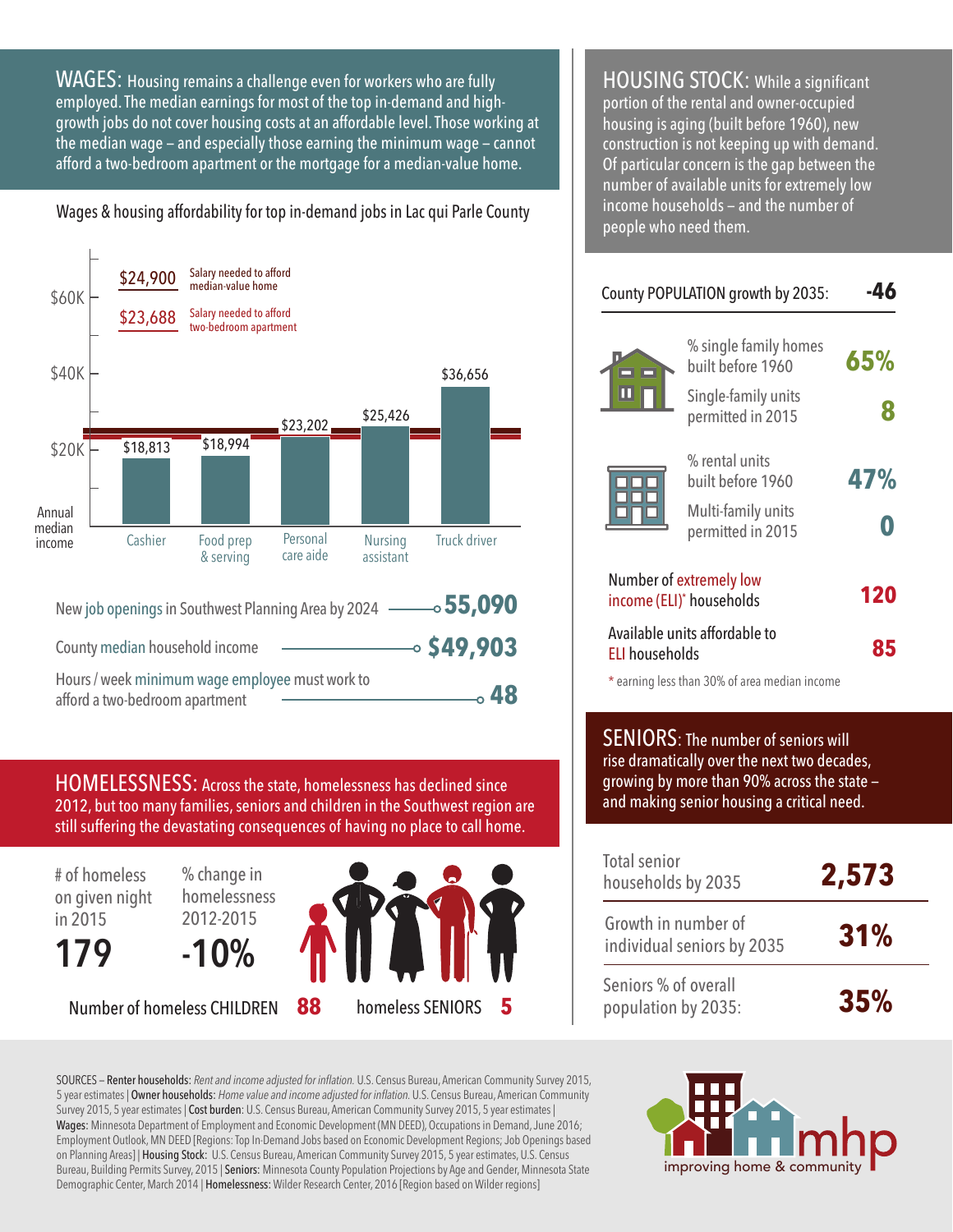## WAGES: Housing remains a challenge even for workers who are fully employed. The median earnings for most of the top in-demand and high-growth jobs do not cover housing costs at an affordable level. Those working at the median wage – and especially those earning the minimum wage – cannot afford a two-bedroom apartment or the mortgage for a median-value home.

Wages & housing affordability for top in-demand jobs in Lac qui Parle County

$24,900 Salary needed to afford median-value home

$23,688 Salary needed to afford two-bedroom apartment

$60K
$40K
$20K

Annual median income

$18,813 Cashier

$18,994 Food prep & serving

$23,202 Personal care aide

$25,426 Nursing assistant

$36,656 Truck driver

New job openings in Southwest Planning Area by 2024 **55,090**

County median household income **$49,903**

Hours / week minimum wage employee must work to afford a two-bedroom apartment **48**

## HOMELESSNESS: Across the state, homelessness has declined since 2012, but too many families, seniors and children in the Southwest region are still suffering the devastating consequences of having no place to call home.

# of homeless on given night in 2015 **179**

% change in homelessness 2012-2015 **-10%**

Number of homeless CHILDREN **88**

homeless SENIORS **5**

## HOUSING STOCK: While a significant portion of the rental and owner-occupied housing is aging (built before 1960), new construction is not keeping up with demand. Of particular concern is the gap between the number of available units for extremely low income households – and the number of people who need them.

| | |
|---|---|
| County POPULATION growth by 2035: | **-46** |
| % single family homes built before 1960 | **65%** |
| Single-family units permitted in 2015 | **8** |
| % rental units built before 1960 | **47%** |
| Multi-family units permitted in 2015 | **0** |
| Number of extremely low income (ELI)* households | **120** |
| Available units affordable to ELI households | **85** |

\* earning less than 30% of area median income

## SENIORS: The number of seniors will rise dramatically over the next two decades, growing by more than 90% across the state – and making senior housing a critical need.

| | |
|---|---|
| Total senior households by 2035 | **2,573** |
| Growth in number of individual seniors by 2035 | **31%** |
| Seniors % of overall population by 2035: | **35%** |

SOURCES – **Renter households**: *Rent and income adjusted for inflation.* U.S. Census Bureau, American Community Survey 2015, 5 year estimates | **Owner households**: *Home value and income adjusted for inflation.* U.S. Census Bureau, American Community Survey 2015, 5 year estimates | **Cost burden**: U.S. Census Bureau, American Community Survey 2015, 5 year estimates | **Wages**: Minnesota Department of Employment and Economic Development (MN DEED), Occupations in Demand, June 2016; Employment Outlook, MN DEED [Regions: Top In-Demand Jobs based on Economic Development Regions; Job Openings based on Planning Areas] | **Housing Stock**: U.S. Census Bureau, American Community Survey 2015, 5 year estimates, U.S. Census Bureau, Building Permits Survey, 2015 | **Seniors**: Minnesota County Population Projections by Age and Gender, Minnesota State Demographic Center, March 2014 | **Homelessness**: Wilder Research Center, 2016 [Region based on Wilder regions]

mhp improving home & community